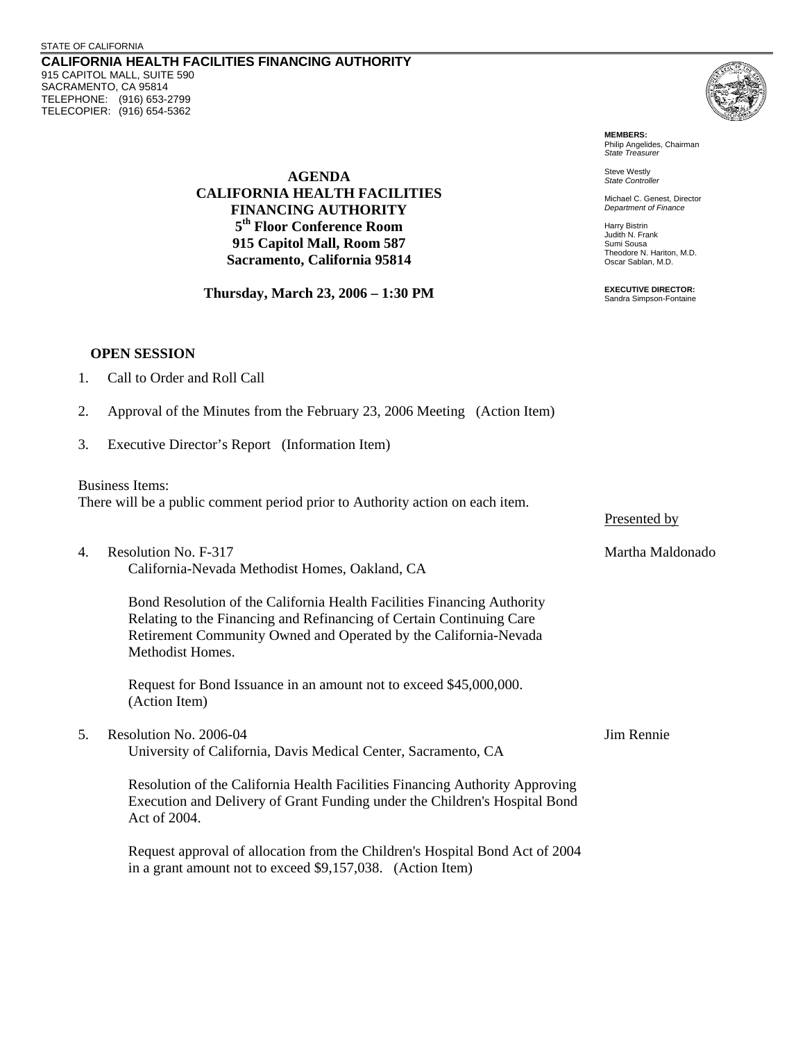STATE OF CALIFORNIA

**CALIFORNIA HEALTH FACILITIES FINANCING AUTHORITY**
915 CAPITOL MALL, SUITE 590
SACRAMENTO, CA 95814
TELEPHONE: (916) 653-2799
TELECOPIER: (916) 654-5362

**MEMBERS:**
Philip Angelides, Chairman
*State Treasurer*

Steve Westly
*State Controller*

Michael C. Genest, Director
*Department of Finance*

Harry Bistrin
Judith N. Frank
Sumi Sousa
Theodore N. Hariton, M.D.
Oscar Sablan, M.D.

**EXECUTIVE DIRECTOR:**
Sandra Simpson-Fontaine

# AGENDA
# CALIFORNIA HEALTH FACILITIES FINANCING AUTHORITY

**5th Floor Conference Room**
**915 Capitol Mall, Room 587**
**Sacramento, California 95814**

**Thursday, March 23, 2006 – 1:30 PM**

## OPEN SESSION

1. Call to Order and Roll Call

2. Approval of the Minutes from the February 23, 2006 Meeting (Action Item)

3. Executive Director's Report (Information Item)

Business Items:
There will be a public comment period prior to Authority action on each item.

<u>Presented by</u>

4. Resolution No. F-317 — Martha Maldonado
   California-Nevada Methodist Homes, Oakland, CA

   Bond Resolution of the California Health Facilities Financing Authority Relating to the Financing and Refinancing of Certain Continuing Care Retirement Community Owned and Operated by the California-Nevada Methodist Homes.

   Request for Bond Issuance in an amount not to exceed $45,000,000. (Action Item)

5. Resolution No. 2006-04 — Jim Rennie
   University of California, Davis Medical Center, Sacramento, CA

   Resolution of the California Health Facilities Financing Authority Approving Execution and Delivery of Grant Funding under the Children's Hospital Bond Act of 2004.

   Request approval of allocation from the Children's Hospital Bond Act of 2004 in a grant amount not to exceed $9,157,038. (Action Item)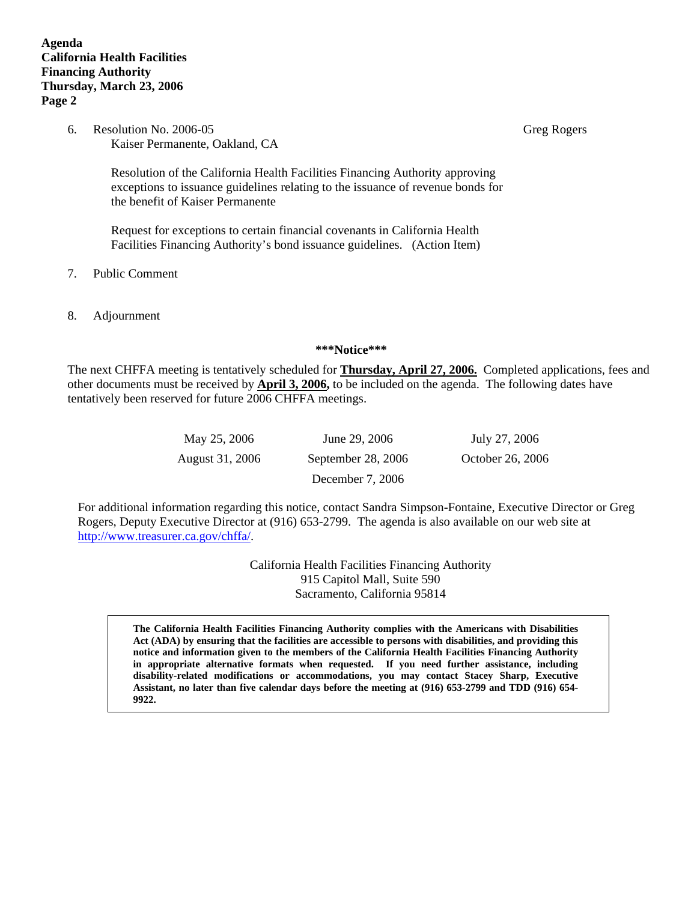6. Resolution No. 2006-05 Greg Rogers
   Kaiser Permanente, Oakland, CA

   Resolution of the California Health Facilities Financing Authority approving exceptions to issuance guidelines relating to the issuance of revenue bonds for the benefit of Kaiser Permanente

   Request for exceptions to certain financial covenants in California Health Facilities Financing Authority's bond issuance guidelines. (Action Item)

7. Public Comment

8. Adjournment

**\*\*\*Notice\*\*\***

The next CHFFA meeting is tentatively scheduled for **Thursday, April 27, 2006.** Completed applications, fees and other documents must be received by **April 3, 2006,** to be included on the agenda. The following dates have tentatively been reserved for future 2006 CHFFA meetings.

| | | |
|---|---|---|
| May 25, 2006 | June 29, 2006 | July 27, 2006 |
| August 31, 2006 | September 28, 2006 | October 26, 2006 |
| | December 7, 2006 | |

For additional information regarding this notice, contact Sandra Simpson-Fontaine, Executive Director or Greg Rogers, Deputy Executive Director at (916) 653-2799. The agenda is also available on our web site at http://www.treasurer.ca.gov/chffa/.

California Health Facilities Financing Authority
915 Capitol Mall, Suite 590
Sacramento, California 95814

**The California Health Facilities Financing Authority complies with the Americans with Disabilities Act (ADA) by ensuring that the facilities are accessible to persons with disabilities, and providing this notice and information given to the members of the California Health Facilities Financing Authority in appropriate alternative formats when requested. If you need further assistance, including disability-related modifications or accommodations, you may contact Stacey Sharp, Executive Assistant, no later than five calendar days before the meeting at (916) 653-2799 and TDD (916) 654-9922.**